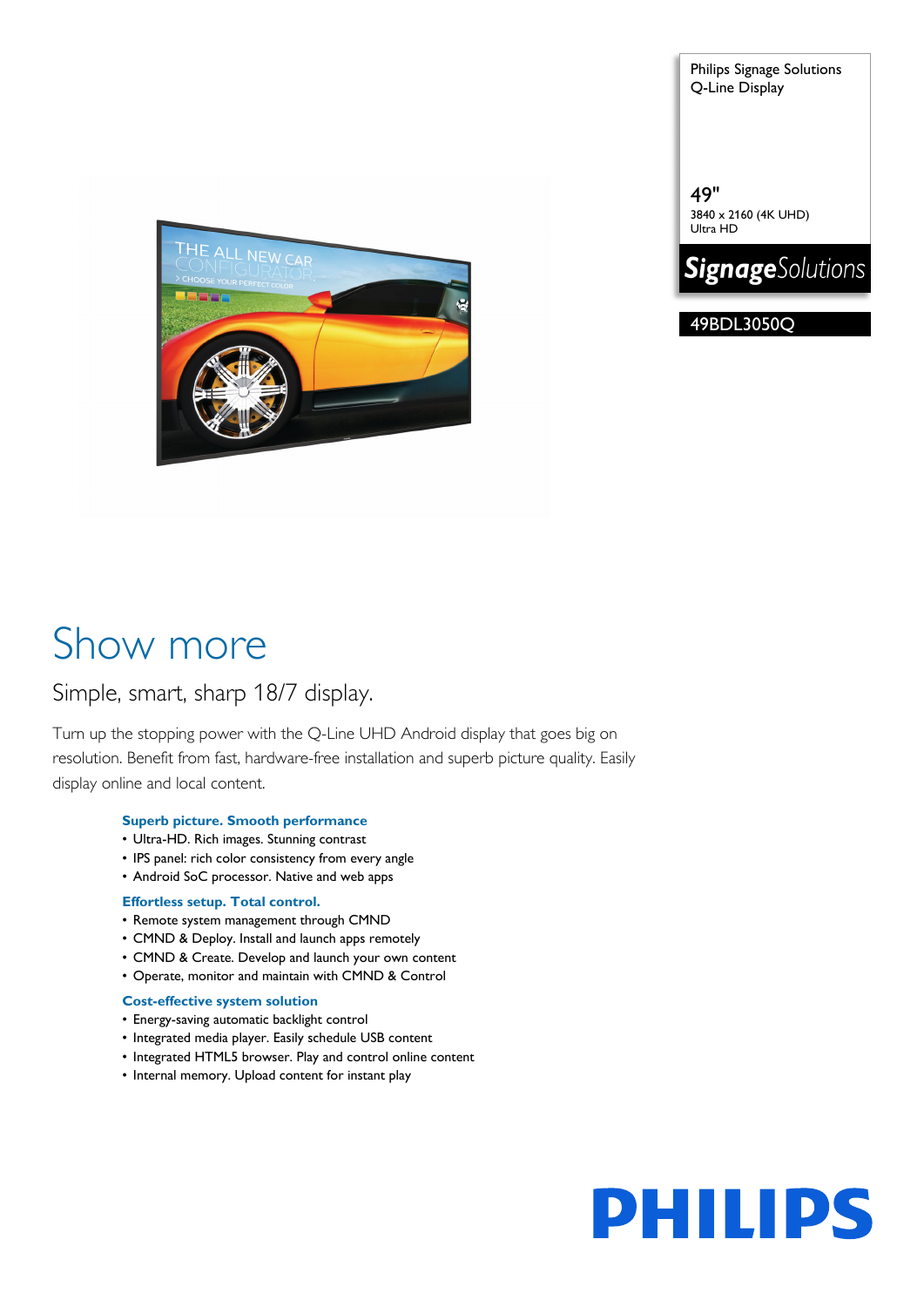Philips Signage Solutions
Q-Line Display

49"
3840 x 2160 (4K UHD)
Ultra HD

SignageSolutions

49BDL3050Q

# Show more

## Simple, smart, sharp 18/7 display.

Turn up the stopping power with the Q-Line UHD Android display that goes big on resolution. Benefit from fast, hardware-free installation and superb picture quality. Easily display online and local content.

### Superb picture. Smooth performance

- Ultra-HD. Rich images. Stunning contrast
- IPS panel: rich color consistency from every angle
- Android SoC processor. Native and web apps

### Effortless setup. Total control.

- Remote system management through CMND
- CMND & Deploy. Install and launch apps remotely
- CMND & Create. Develop and launch your own content
- Operate, monitor and maintain with CMND & Control

### Cost-effective system solution

- Energy-saving automatic backlight control
- Integrated media player. Easily schedule USB content
- Integrated HTML5 browser. Play and control online content
- Internal memory. Upload content for instant play

PHILIPS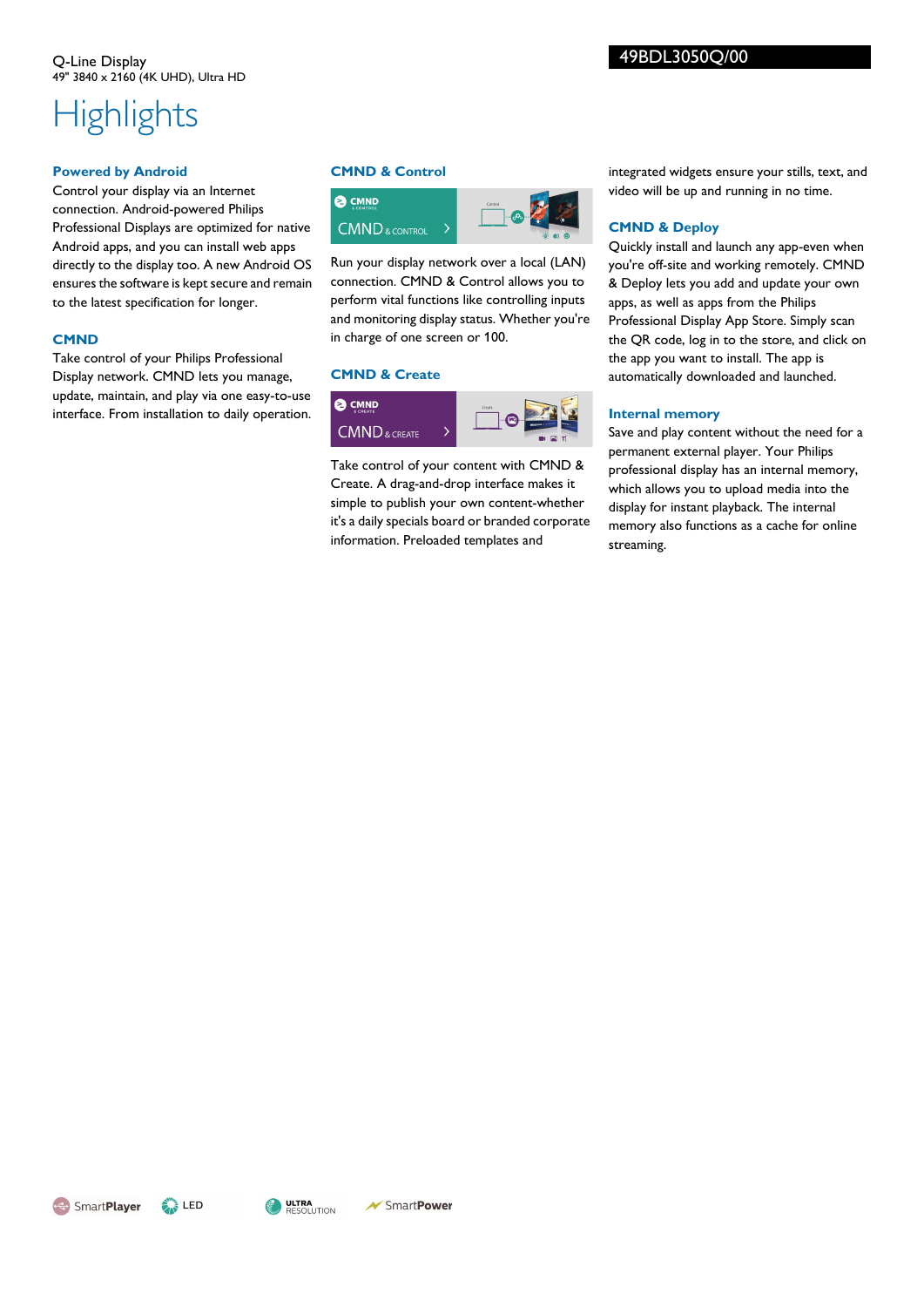Q-Line Display
49" 3840 x 2160 (4K UHD), Ultra HD

49BDL3050Q/00

# Highlights

### Powered by Android

Control your display via an Internet connection. Android-powered Philips Professional Displays are optimized for native Android apps, and you can install web apps directly to the display too. A new Android OS ensures the software is kept secure and remain to the latest specification for longer.

### CMND

Take control of your Philips Professional Display network. CMND lets you manage, update, maintain, and play via one easy-to-use interface. From installation to daily operation.

### CMND & Control

Run your display network over a local (LAN) connection. CMND & Control allows you to perform vital functions like controlling inputs and monitoring display status. Whether you're in charge of one screen or 100.

### CMND & Create

Take control of your content with CMND & Create. A drag-and-drop interface makes it simple to publish your own content-whether it's a daily specials board or branded corporate information. Preloaded templates and integrated widgets ensure your stills, text, and video will be up and running in no time.

### CMND & Deploy

Quickly install and launch any app-even when you're off-site and working remotely. CMND & Deploy lets you add and update your own apps, as well as apps from the Philips Professional Display App Store. Simply scan the QR code, log in to the store, and click on the app you want to install. The app is automatically downloaded and launched.

### Internal memory

Save and play content without the need for a permanent external player. Your Philips professional display has an internal memory, which allows you to upload media into the display for instant playback. The internal memory also functions as a cache for online streaming.

SmartPlayer LED ULTRA RESOLUTION SmartPower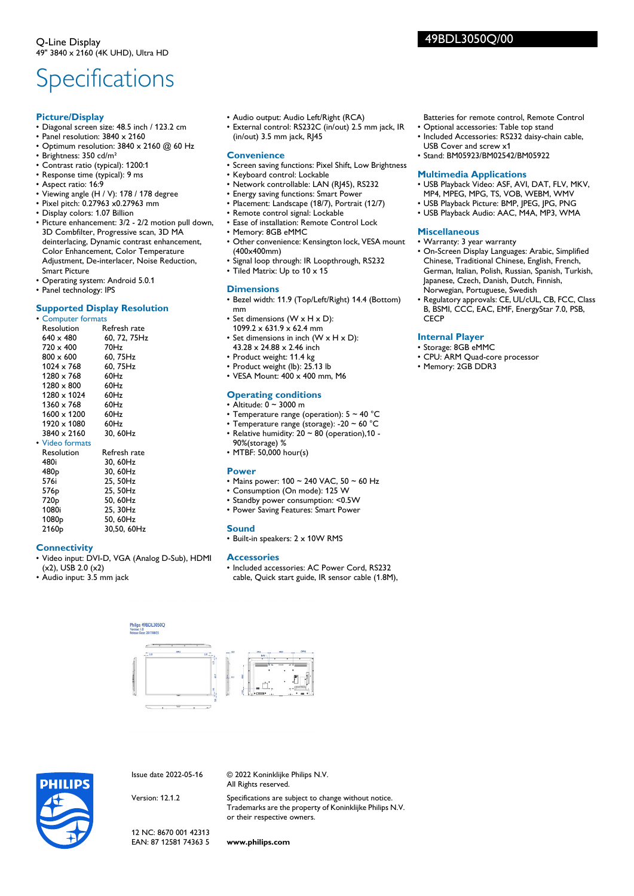Q-Line Display
49" 3840 x 2160 (4K UHD), Ultra HD

49BDL3050Q/00

# Specifications

## Picture/Display

- Diagonal screen size: 48.5 inch / 123.2 cm
- Panel resolution: 3840 x 2160
- Optimum resolution: 3840 x 2160 @ 60 Hz
- Brightness: 350 cd/m²
- Contrast ratio (typical): 1200:1
- Response time (typical): 9 ms
- Aspect ratio: 16:9
- Viewing angle (H / V): 178 / 178 degree
- Pixel pitch: 0.27963 x0.27963 mm
- Display colors: 1.07 Billion
- Picture enhancement: 3/2 - 2/2 motion pull down, 3D Combfilter, Progressive scan, 3D MA deinterlacing, Dynamic contrast enhancement, Color Enhancement, Color Temperature Adjustment, De-interlacer, Noise Reduction, Smart Picture
- Operating system: Android 5.0.1
- Panel technology: IPS

## Supported Display Resolution

- Computer formats

| Resolution | Refresh rate |
|---|---|
| 640 x 480 | 60, 72, 75Hz |
| 720 x 400 | 70Hz |
| 800 x 600 | 60, 75Hz |
| 1024 x 768 | 60, 75Hz |
| 1280 x 768 | 60Hz |
| 1280 x 800 | 60Hz |
| 1280 x 1024 | 60Hz |
| 1360 x 768 | 60Hz |
| 1600 x 1200 | 60Hz |
| 1920 x 1080 | 60Hz |
| 3840 x 2160 | 30, 60Hz |

- Video formats

| Resolution | Refresh rate |
|---|---|
| 480i | 30, 60Hz |
| 480p | 30, 60Hz |
| 576i | 25, 50Hz |
| 576p | 25, 50Hz |
| 720p | 50, 60Hz |
| 1080i | 25, 30Hz |
| 1080p | 50, 60Hz |
| 2160p | 30,50, 60Hz |

## Connectivity

- Video input: DVI-D, VGA (Analog D-Sub), HDMI (x2), USB 2.0 (x2)
- Audio input: 3.5 mm jack
- Audio output: Audio Left/Right (RCA)
- External control: RS232C (in/out) 2.5 mm jack, IR (in/out) 3.5 mm jack, RJ45

## Convenience

- Screen saving functions: Pixel Shift, Low Brightness
- Keyboard control: Lockable
- Network controllable: LAN (RJ45), RS232
- Energy saving functions: Smart Power
- Placement: Landscape (18/7), Portrait (12/7)
- Remote control signal: Lockable
- Ease of installation: Remote Control Lock
- Memory: 8GB eMMC
- Other convenience: Kensington lock, VESA mount (400x400mm)
- Signal loop through: IR Loopthrough, RS232
- Tiled Matrix: Up to 10 x 15

## Dimensions

- Bezel width: 11.9 (Top/Left/Right) 14.4 (Bottom) mm
- Set dimensions (W x H x D): 1099.2 x 631.9 x 62.4 mm
- Set dimensions in inch (W x H x D): 43.28 x 24.88 x 2.46 inch
- Product weight: 11.4 kg
- Product weight (lb): 25.13 lb
- VESA Mount: 400 x 400 mm, M6

## Operating conditions

- Altitude: 0 ~ 3000 m
- Temperature range (operation): 5 ~ 40 °C
- Temperature range (storage): -20 ~ 60 °C
- Relative humidity: 20 ~ 80 (operation),10 - 90%(storage) %
- MTBF: 50,000 hour(s)

## Power

- Mains power: 100 ~ 240 VAC, 50 ~ 60 Hz
- Consumption (On mode): 125 W
- Standby power consumption: <0.5W
- Power Saving Features: Smart Power

## Sound

- Built-in speakers: 2 x 10W RMS

## Accessories

- Included accessories: AC Power Cord, RS232 cable, Quick start guide, IR sensor cable (1.8M), Batteries for remote control, Remote Control
- Optional accessories: Table top stand
- Included Accessories: RS232 daisy-chain cable, USB Cover and screw x1
- Stand: BM05923/BM02542/BM05922

## Multimedia Applications

- USB Playback Video: ASF, AVI, DAT, FLV, MKV, MP4, MPEG, MPG, TS, VOB, WEBM, WMV
- USB Playback Picture: BMP, JPEG, JPG, PNG
- USB Playback Audio: AAC, M4A, MP3, WMA

## Miscellaneous

- Warranty: 3 year warranty
- On-Screen Display Languages: Arabic, Simplified Chinese, Traditional Chinese, English, French, German, Italian, Polish, Russian, Spanish, Turkish, Japanese, Czech, Danish, Dutch, Finnish, Norwegian, Portuguese, Swedish
- Regulatory approvals: CE, UL/cUL, CB, FCC, Class B, BSMI, CCC, EAC, EMF, EnergyStar 7.0, PSB, CECP

## Internal Player

- Storage: 8GB eMMC
- CPU: ARM Quad-core processor
- Memory: 2GB DDR3

Issue date 2022-05-16

Version: 12.1.2

12 NC: 8670 001 42313
EAN: 87 12581 74363 5

© 2022 Koninklijke Philips N.V.
All Rights reserved.

Specifications are subject to change without notice. Trademarks are the property of Koninklijke Philips N.V. or their respective owners.

www.philips.com